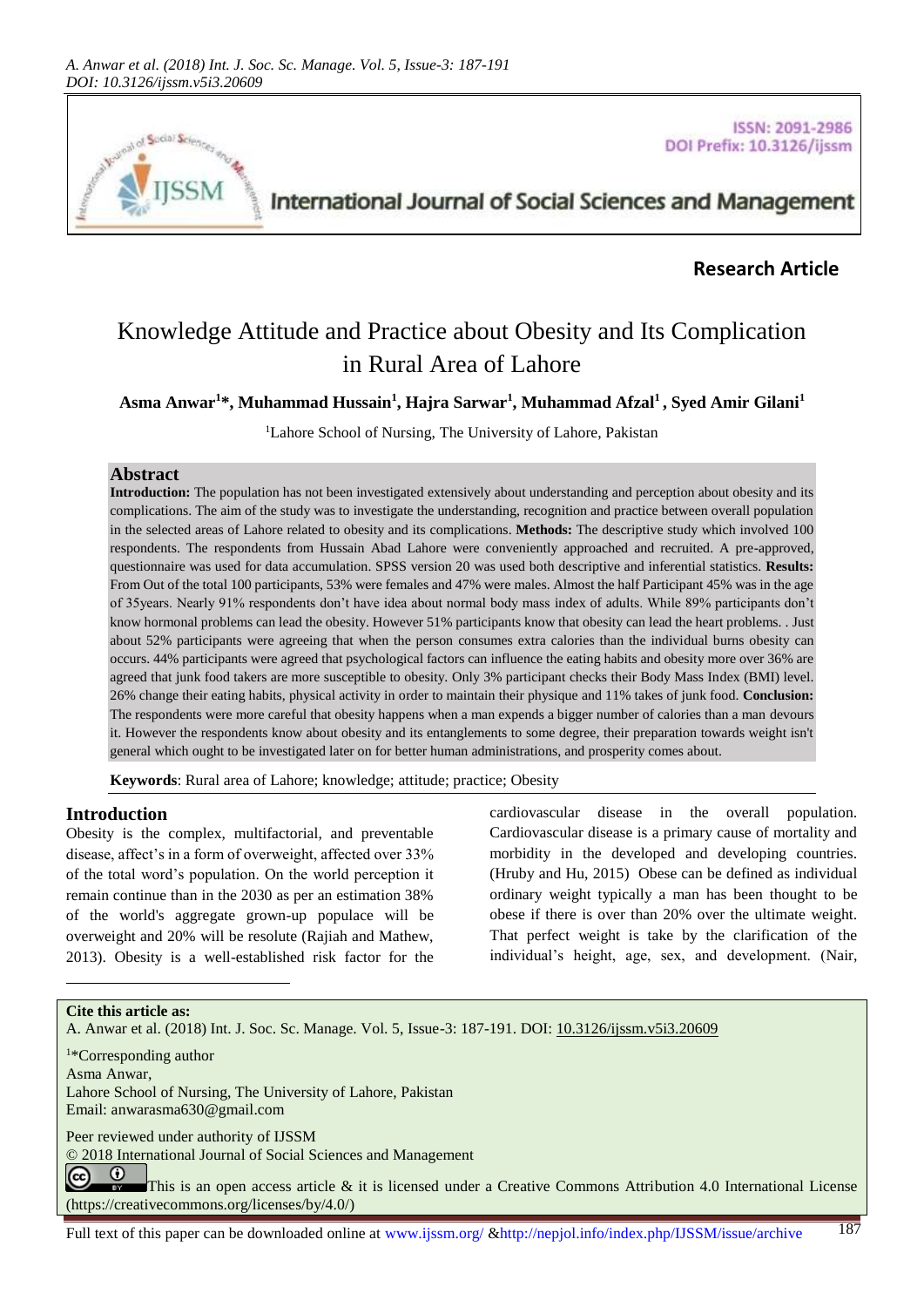**Research Article**

# Knowledge Attitude and Practice about Obesity and Its Complication in Rural Area of Lahore

**Asma Anwar[1]*, Muhammad Hussain[1], Hajra Sarwar[1], Muhammad Afzal[1] , Syed Amir Gilani[1]**

[1]Lahore School of Nursing, The University of Lahore, Pakistan

## Abstract

**Introduction:** The population has not been investigated extensively about understanding and perception about obesity and its complications. The aim of the study was to investigate the understanding, recognition and practice between overall population in the selected areas of Lahore related to obesity and its complications. **Methods:** The descriptive study which involved 100 respondents. The respondents from Hussain Abad Lahore were conveniently approached and recruited. A pre-approved, questionnaire was used for data accumulation. SPSS version 20 was used both descriptive and inferential statistics. **Results:** From Out of the total 100 participants, 53% were females and 47% were males. Almost the half Participant 45% was in the age of 35years. Nearly 91% respondents don't have idea about normal body mass index of adults. While 89% participants don't know hormonal problems can lead the obesity. However 51% participants know that obesity can lead the heart problems. . Just about 52% participants were agreeing that when the person consumes extra calories than the individual burns obesity can occurs. 44% participants were agreed that psychological factors can influence the eating habits and obesity more over 36% are agreed that junk food takers are more susceptible to obesity. Only 3% participant checks their Body Mass Index (BMI) level. 26% change their eating habits, physical activity in order to maintain their physique and 11% takes of junk food. **Conclusion:** The respondents were more careful that obesity happens when a man expends a bigger number of calories than a man devours it. However the respondents know about obesity and its entanglements to some degree, their preparation towards weight isn't general which ought to be investigated later on for better human administrations, and prosperity comes about.

**Keywords**: Rural area of Lahore; knowledge; attitude; practice; Obesity

## Introduction

Obesity is the complex, multifactorial, and preventable disease, affect's in a form of overweight, affected over 33% of the total word's population. On the world perception it remain continue than in the 2030 as per an estimation 38% of the world's aggregate grown-up populace will be overweight and 20% will be resolute (Rajiah and Mathew, 2013). Obesity is a well-established risk factor for the cardiovascular disease in the overall population. Cardiovascular disease is a primary cause of mortality and morbidity in the developed and developing countries. (Hruby and Hu, 2015) Obese can be defined as individual ordinary weight typically a man has been thought to be obese if there is over than 20% over the ultimate weight. That perfect weight is take by the clarification of the individual's height, age, sex, and development. (Nair,

**Cite this article as:**
A. Anwar et al. (2018) Int. J. Soc. Sc. Manage. Vol. 5, Issue-3: 187-191. DOI: 10.3126/ijssm.v5i3.20609

[1]*Corresponding author
Asma Anwar,
Lahore School of Nursing, The University of Lahore, Pakistan
Email: anwarasma630@gmail.com

Peer reviewed under authority of IJSSM
© 2018 International Journal of Social Sciences and Management
This is an open access article & it is licensed under a Creative Commons Attribution 4.0 International License (https://creativecommons.org/licenses/by/4.0/)

Full text of this paper can be downloaded online at www.ijssm.org/ &http://nepjol.info/index.php/IJSSM/issue/archive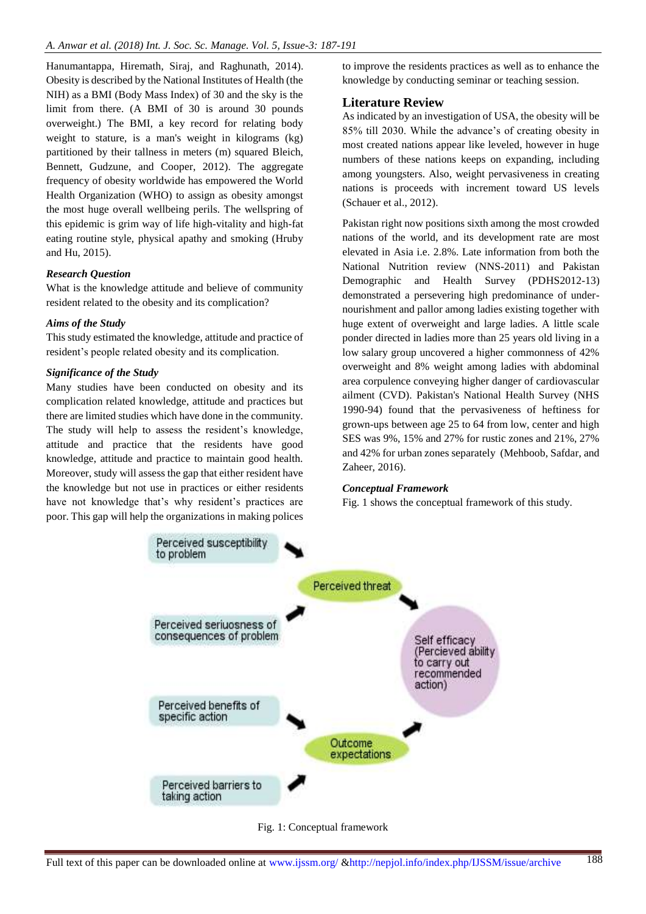Hanumantappa, Hiremath, Siraj, and Raghunath, 2014). Obesity is described by the National Institutes of Health (the NIH) as a BMI (Body Mass Index) of 30 and the sky is the limit from there. (A BMI of 30 is around 30 pounds overweight.) The BMI, a key record for relating body weight to stature, is a man's weight in kilograms (kg) partitioned by their tallness in meters (m) squared Bleich, Bennett, Gudzune, and Cooper, 2012). The aggregate frequency of obesity worldwide has empowered the World Health Organization (WHO) to assign as obesity amongst the most huge overall wellbeing perils. The wellspring of this epidemic is grim way of life high-vitality and high-fat eating routine style, physical apathy and smoking (Hruby and Hu, 2015).

***Research Question***

What is the knowledge attitude and believe of community resident related to the obesity and its complication?

***Aims of the Study***

This study estimated the knowledge, attitude and practice of resident's people related obesity and its complication.

***Significance of the Study***

Many studies have been conducted on obesity and its complication related knowledge, attitude and practices but there are limited studies which have done in the community. The study will help to assess the resident's knowledge, attitude and practice that the residents have good knowledge, attitude and practice to maintain good health. Moreover, study will assess the gap that either resident have the knowledge but not use in practices or either residents have not knowledge that's why resident's practices are poor. This gap will help the organizations in making polices to improve the residents practices as well as to enhance the knowledge by conducting seminar or teaching session.

## Literature Review

As indicated by an investigation of USA, the obesity will be 85% till 2030. While the advance's of creating obesity in most created nations appear like leveled, however in huge numbers of these nations keeps on expanding, including among youngsters. Also, weight pervasiveness in creating nations is proceeds with increment toward US levels (Schauer et al., 2012).

Pakistan right now positions sixth among the most crowded nations of the world, and its development rate are most elevated in Asia i.e. 2.8%. Late information from both the National Nutrition review (NNS-2011) and Pakistan Demographic and Health Survey (PDHS2012-13) demonstrated a persevering high predominance of under-nourishment and pallor among ladies existing together with huge extent of overweight and large ladies. A little scale ponder directed in ladies more than 25 years old living in a low salary group uncovered a higher commonness of 42% overweight and 8% weight among ladies with abdominal area corpulence conveying higher danger of cardiovascular ailment (CVD). Pakistan's National Health Survey (NHS 1990-94) found that the pervasiveness of heftiness for grown-ups between age 25 to 64 from low, center and high SES was 9%, 15% and 27% for rustic zones and 21%, 27% and 42% for urban zones separately (Mehboob, Safdar, and Zaheer, 2016).

***Conceptual Framework***

Fig. 1 shows the conceptual framework of this study.

Perceived susceptibility to problem → Perceived threat
Perceived seriuosness of consequences of problem → Perceived threat
Perceived threat → Self efficacy (Percieved ability to carry out recommended action)
Perceived benefits of specific action → Outcome expectations
Perceived barriers to taking action → Outcome expectations
Outcome expectations → Self efficacy (Percieved ability to carry out recommended action)

Fig. 1: Conceptual framework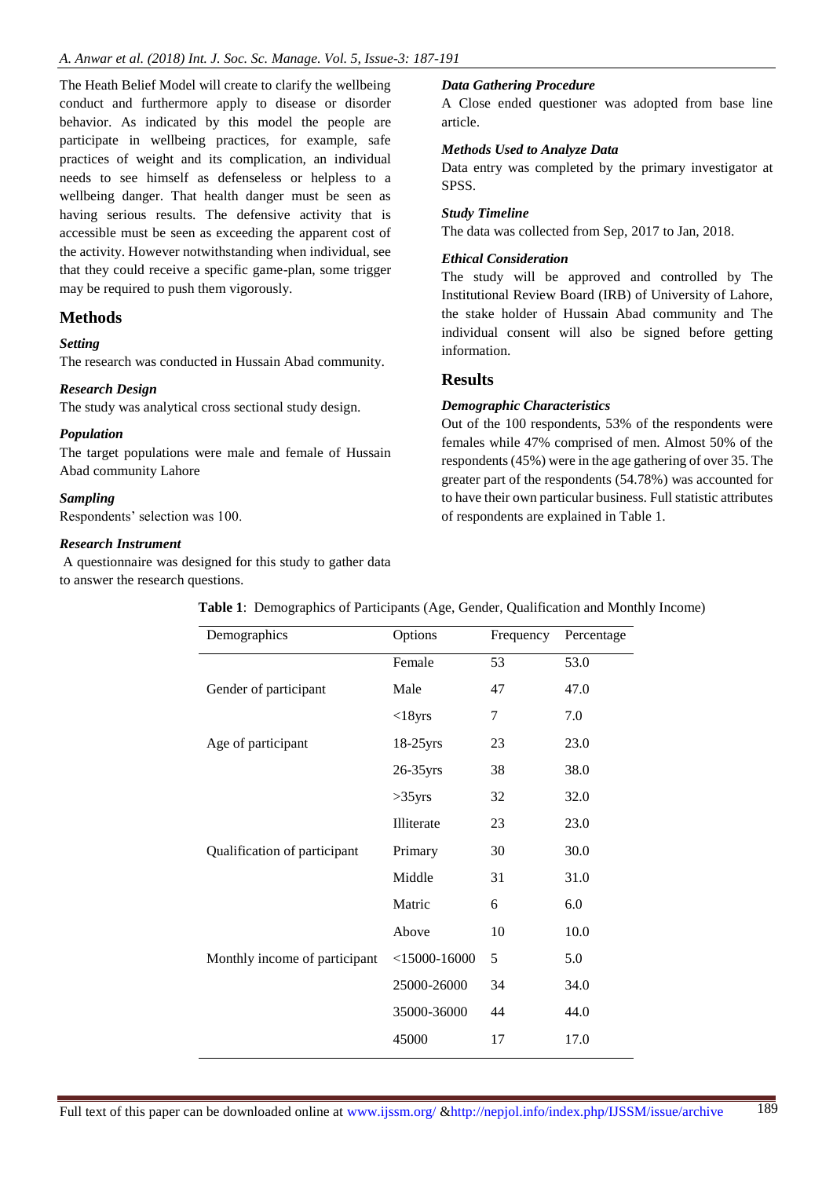The Heath Belief Model will create to clarify the wellbeing conduct and furthermore apply to disease or disorder behavior. As indicated by this model the people are participate in wellbeing practices, for example, safe practices of weight and its complication, an individual needs to see himself as defenseless or helpless to a wellbeing danger. That health danger must be seen as having serious results. The defensive activity that is accessible must be seen as exceeding the apparent cost of the activity. However notwithstanding when individual, see that they could receive a specific game-plan, some trigger may be required to push them vigorously.

## Methods

### *Setting*

The research was conducted in Hussain Abad community.

### *Research Design*

The study was analytical cross sectional study design.

### *Population*

The target populations were male and female of Hussain Abad community Lahore

### *Sampling*

Respondents' selection was 100.

### *Research Instrument*

A questionnaire was designed for this study to gather data to answer the research questions.

### *Data Gathering Procedure*

A Close ended questioner was adopted from base line article.

### *Methods Used to Analyze Data*

Data entry was completed by the primary investigator at SPSS.

### *Study Timeline*

The data was collected from Sep, 2017 to Jan, 2018.

### *Ethical Consideration*

The study will be approved and controlled by The Institutional Review Board (IRB) of University of Lahore, the stake holder of Hussain Abad community and The individual consent will also be signed before getting information.

## Results

### *Demographic Characteristics*

Out of the 100 respondents, 53% of the respondents were females while 47% comprised of men. Almost 50% of the respondents (45%) were in the age gathering of over 35. The greater part of the respondents (54.78%) was accounted for to have their own particular business. Full statistic attributes of respondents are explained in Table 1.

**Table 1**: Demographics of Participants (Age, Gender, Qualification and Monthly Income)

| Demographics | Options | Frequency | Percentage |
|---|---|---|---|
| Gender of participant | Female | 53 | 53.0 |
| | Male | 47 | 47.0 |
| Age of participant | <18yrs | 7 | 7.0 |
| | 18-25yrs | 23 | 23.0 |
| | 26-35yrs | 38 | 38.0 |
| | >35yrs | 32 | 32.0 |
| Qualification of participant | Illiterate | 23 | 23.0 |
| | Primary | 30 | 30.0 |
| | Middle | 31 | 31.0 |
| | Matric | 6 | 6.0 |
| | Above | 10 | 10.0 |
| Monthly income of participant | <15000-16000 | 5 | 5.0 |
| | 25000-26000 | 34 | 34.0 |
| | 35000-36000 | 44 | 44.0 |
| | 45000 | 17 | 17.0 |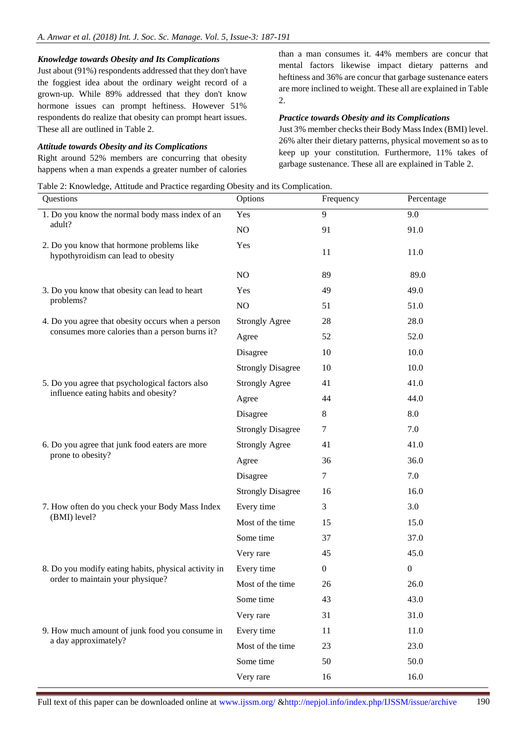***Knowledge towards Obesity and Its Complications***

Just about (91%) respondents addressed that they don't have the foggiest idea about the ordinary weight record of a grown-up. While 89% addressed that they don't know hormone issues can prompt heftiness. However 51% respondents do realize that obesity can prompt heart issues. These all are outlined in Table 2.

***Attitude towards Obesity and its Complications***

Right around 52% members are concurring that obesity happens when a man expends a greater number of calories than a man consumes it. 44% members are concur that mental factors likewise impact dietary patterns and heftiness and 36% are concur that garbage sustenance eaters are more inclined to weight. These all are explained in Table 2.

***Practice towards Obesity and its Complications***

Just 3% member checks their Body Mass Index (BMI) level. 26% alter their dietary patterns, physical movement so as to keep up your constitution. Furthermore, 11% takes of garbage sustenance. These all are explained in Table 2.

Table 2: Knowledge, Attitude and Practice regarding Obesity and its Complication.

| Questions | Options | Frequency | Percentage |
|---|---|---|---|
| 1. Do you know the normal body mass index of an adult? | Yes | 9 | 9.0 |
| | NO | 91 | 91.0 |
| 2. Do you know that hormone problems like hypothyroidism can lead to obesity | Yes | 11 | 11.0 |
| | NO | 89 | 89.0 |
| 3. Do you know that obesity can lead to heart problems? | Yes | 49 | 49.0 |
| | NO | 51 | 51.0 |
| 4. Do you agree that obesity occurs when a person consumes more calories than a person burns it? | Strongly Agree | 28 | 28.0 |
| | Agree | 52 | 52.0 |
| | Disagree | 10 | 10.0 |
| | Strongly Disagree | 10 | 10.0 |
| 5. Do you agree that psychological factors also influence eating habits and obesity? | Strongly Agree | 41 | 41.0 |
| | Agree | 44 | 44.0 |
| | Disagree | 8 | 8.0 |
| | Strongly Disagree | 7 | 7.0 |
| 6. Do you agree that junk food eaters are more prone to obesity? | Strongly Agree | 41 | 41.0 |
| | Agree | 36 | 36.0 |
| | Disagree | 7 | 7.0 |
| | Strongly Disagree | 16 | 16.0 |
| 7. How often do you check your Body Mass Index (BMI) level? | Every time | 3 | 3.0 |
| | Most of the time | 15 | 15.0 |
| | Some time | 37 | 37.0 |
| | Very rare | 45 | 45.0 |
| 8. Do you modify eating habits, physical activity in order to maintain your physique? | Every time | 0 | 0 |
| | Most of the time | 26 | 26.0 |
| | Some time | 43 | 43.0 |
| | Very rare | 31 | 31.0 |
| 9. How much amount of junk food you consume in a day approximately? | Every time | 11 | 11.0 |
| | Most of the time | 23 | 23.0 |
| | Some time | 50 | 50.0 |
| | Very rare | 16 | 16.0 |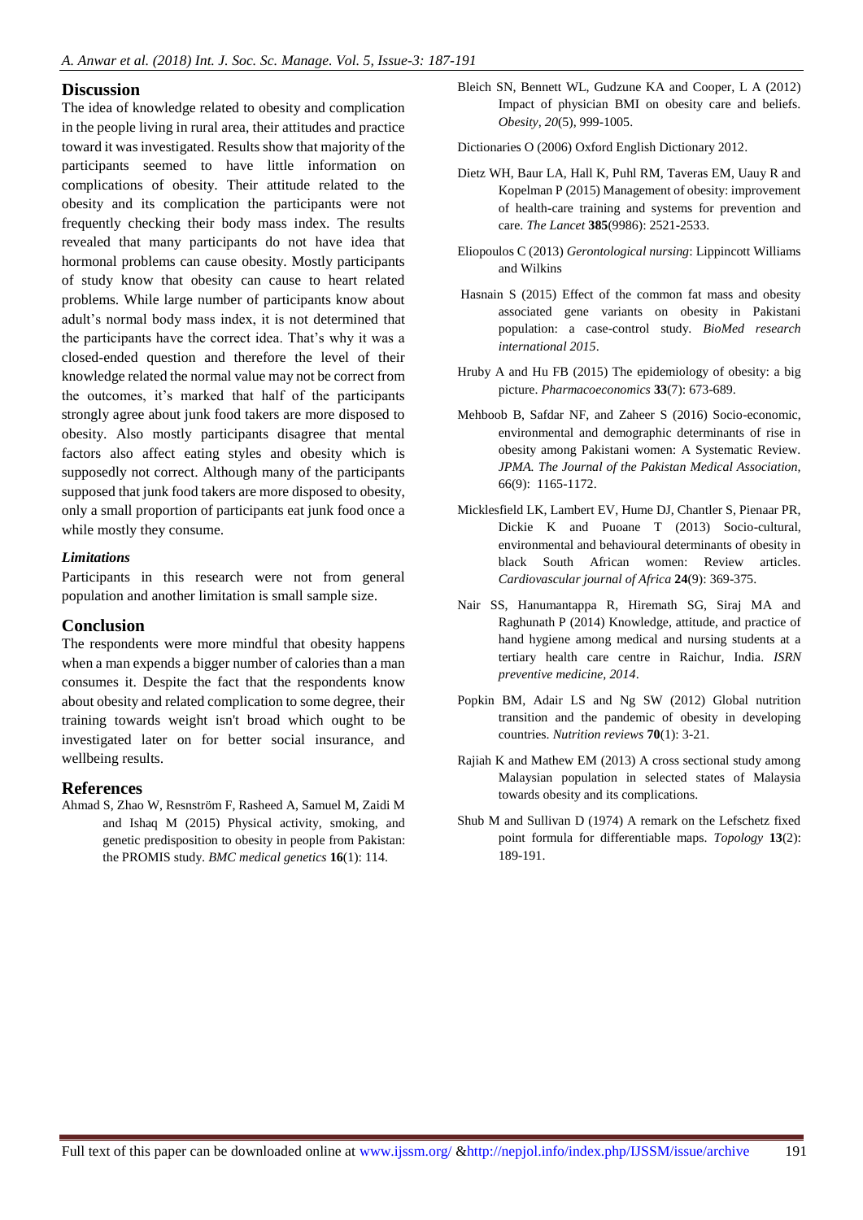## Discussion

The idea of knowledge related to obesity and complication in the people living in rural area, their attitudes and practice toward it was investigated. Results show that majority of the participants seemed to have little information on complications of obesity. Their attitude related to the obesity and its complication the participants were not frequently checking their body mass index. The results revealed that many participants do not have idea that hormonal problems can cause obesity. Mostly participants of study know that obesity can cause to heart related problems. While large number of participants know about adult's normal body mass index, it is not determined that the participants have the correct idea. That's why it was a closed-ended question and therefore the level of their knowledge related the normal value may not be correct from the outcomes, it's marked that half of the participants strongly agree about junk food takers are more disposed to obesity. Also mostly participants disagree that mental factors also affect eating styles and obesity which is supposedly not correct. Although many of the participants supposed that junk food takers are more disposed to obesity, only a small proportion of participants eat junk food once a while mostly they consume.

### *Limitations*

Participants in this research were not from general population and another limitation is small sample size.

## Conclusion

The respondents were more mindful that obesity happens when a man expends a bigger number of calories than a man consumes it. Despite the fact that the respondents know about obesity and related complication to some degree, their training towards weight isn't broad which ought to be investigated later on for better social insurance, and wellbeing results.

## References

Ahmad S, Zhao W, Resnström F, Rasheed A, Samuel M, Zaidi M and Ishaq M (2015) Physical activity, smoking, and genetic predisposition to obesity in people from Pakistan: the PROMIS study. *BMC medical genetics* **16**(1): 114.

Bleich SN, Bennett WL, Gudzune KA and Cooper, L A (2012) Impact of physician BMI on obesity care and beliefs. *Obesity, 20*(5), 999-1005.

Dictionaries O (2006) Oxford English Dictionary 2012.

Dietz WH, Baur LA, Hall K, Puhl RM, Taveras EM, Uauy R and Kopelman P (2015) Management of obesity: improvement of health-care training and systems for prevention and care. *The Lancet* **385**(9986): 2521-2533.

Eliopoulos C (2013) *Gerontological nursing*: Lippincott Williams and Wilkins

Hasnain S (2015) Effect of the common fat mass and obesity associated gene variants on obesity in Pakistani population: a case-control study. *BioMed research international 2015*.

Hruby A and Hu FB (2015) The epidemiology of obesity: a big picture. *Pharmacoeconomics* **33**(7): 673-689.

Mehboob B, Safdar NF, and Zaheer S (2016) Socio-economic, environmental and demographic determinants of rise in obesity among Pakistani women: A Systematic Review. *JPMA. The Journal of the Pakistan Medical Association,* 66(9): 1165-1172.

Micklesfield LK, Lambert EV, Hume DJ, Chantler S, Pienaar PR, Dickie K and Puoane T (2013) Socio-cultural, environmental and behavioural determinants of obesity in black South African women: Review articles. *Cardiovascular journal of Africa* **24**(9): 369-375.

Nair SS, Hanumantappa R, Hiremath SG, Siraj MA and Raghunath P (2014) Knowledge, attitude, and practice of hand hygiene among medical and nursing students at a tertiary health care centre in Raichur, India. *ISRN preventive medicine, 2014*.

Popkin BM, Adair LS and Ng SW (2012) Global nutrition transition and the pandemic of obesity in developing countries. *Nutrition reviews* **70**(1): 3-21.

Rajiah K and Mathew EM (2013) A cross sectional study among Malaysian population in selected states of Malaysia towards obesity and its complications.

Shub M and Sullivan D (1974) A remark on the Lefschetz fixed point formula for differentiable maps. *Topology* **13**(2): 189-191.